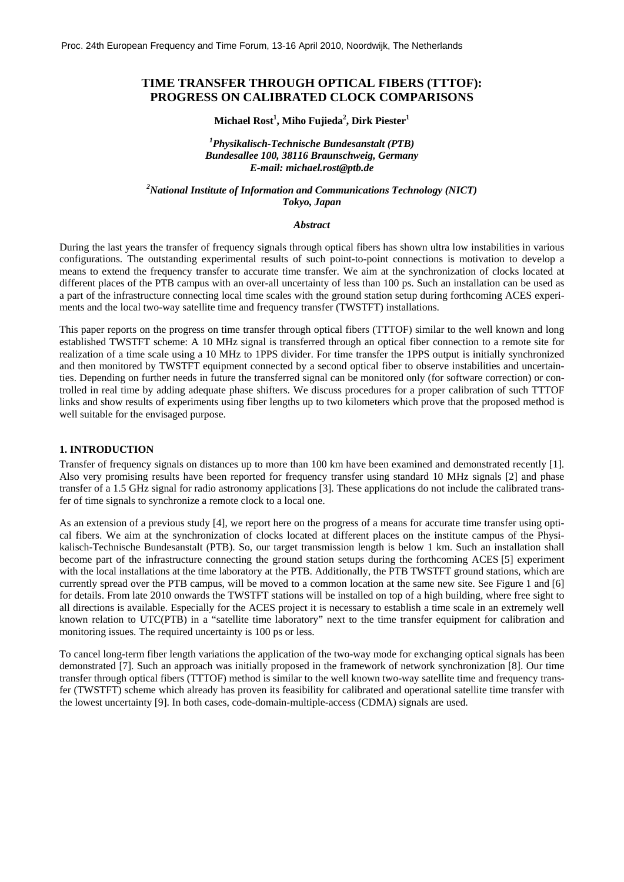# TIME TRANSFER THROUGH OPTICAL FIBERS (TTTOF): PROGRESS ON CALIBRATED CLOCK COMPARISONS

**Michael Rost[1], Miho Fujieda[2], Dirk Piester[1]**

*[1]Physikalisch-Technische Bundesanstalt (PTB)*
*Bundesallee 100, 38116 Braunschweig, Germany*
*E-mail: michael.rost@ptb.de*

*[2]National Institute of Information and Communications Technology (NICT)*
*Tokyo, Japan*

### *Abstract*

During the last years the transfer of frequency signals through optical fibers has shown ultra low instabilities in various configurations. The outstanding experimental results of such point-to-point connections is motivation to develop a means to extend the frequency transfer to accurate time transfer. We aim at the synchronization of clocks located at different places of the PTB campus with an over-all uncertainty of less than 100 ps. Such an installation can be used as a part of the infrastructure connecting local time scales with the ground station setup during forthcoming ACES experiments and the local two-way satellite time and frequency transfer (TWSTFT) installations.

This paper reports on the progress on time transfer through optical fibers (TTTOF) similar to the well known and long established TWSTFT scheme: A 10 MHz signal is transferred through an optical fiber connection to a remote site for realization of a time scale using a 10 MHz to 1PPS divider. For time transfer the 1PPS output is initially synchronized and then monitored by TWSTFT equipment connected by a second optical fiber to observe instabilities and uncertainties. Depending on further needs in future the transferred signal can be monitored only (for software correction) or controlled in real time by adding adequate phase shifters. We discuss procedures for a proper calibration of such TTTOF links and show results of experiments using fiber lengths up to two kilometers which prove that the proposed method is well suitable for the envisaged purpose.

## 1. INTRODUCTION

Transfer of frequency signals on distances up to more than 100 km have been examined and demonstrated recently [1]. Also very promising results have been reported for frequency transfer using standard 10 MHz signals [2] and phase transfer of a 1.5 GHz signal for radio astronomy applications [3]. These applications do not include the calibrated transfer of time signals to synchronize a remote clock to a local one.

As an extension of a previous study [4], we report here on the progress of a means for accurate time transfer using optical fibers. We aim at the synchronization of clocks located at different places on the institute campus of the Physikalisch-Technische Bundesanstalt (PTB). So, our target transmission length is below 1 km. Such an installation shall become part of the infrastructure connecting the ground station setups during the forthcoming ACES [5] experiment with the local installations at the time laboratory at the PTB. Additionally, the PTB TWSTFT ground stations, which are currently spread over the PTB campus, will be moved to a common location at the same new site. See Figure 1 and [6] for details. From late 2010 onwards the TWSTFT stations will be installed on top of a high building, where free sight to all directions is available. Especially for the ACES project it is necessary to establish a time scale in an extremely well known relation to UTC(PTB) in a "satellite time laboratory" next to the time transfer equipment for calibration and monitoring issues. The required uncertainty is 100 ps or less.

To cancel long-term fiber length variations the application of the two-way mode for exchanging optical signals has been demonstrated [7]. Such an approach was initially proposed in the framework of network synchronization [8]. Our time transfer through optical fibers (TTTOF) method is similar to the well known two-way satellite time and frequency transfer (TWSTFT) scheme which already has proven its feasibility for calibrated and operational satellite time transfer with the lowest uncertainty [9]. In both cases, code-domain-multiple-access (CDMA) signals are used.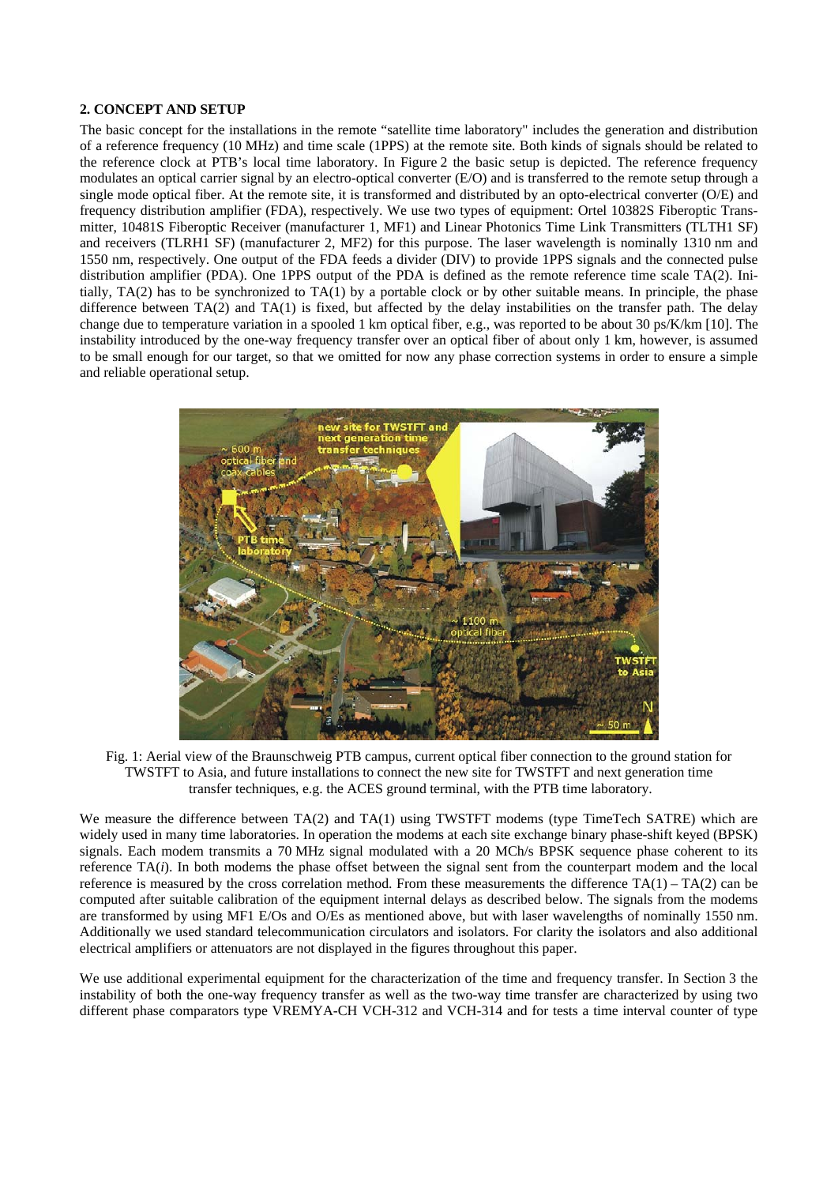## 2. CONCEPT AND SETUP

The basic concept for the installations in the remote "satellite time laboratory" includes the generation and distribution of a reference frequency (10 MHz) and time scale (1PPS) at the remote site. Both kinds of signals should be related to the reference clock at PTB's local time laboratory. In Figure 2 the basic setup is depicted. The reference frequency modulates an optical carrier signal by an electro-optical converter (E/O) and is transferred to the remote setup through a single mode optical fiber. At the remote site, it is transformed and distributed by an opto-electrical converter (O/E) and frequency distribution amplifier (FDA), respectively. We use two types of equipment: Ortel 10382S Fiberoptic Transmitter, 10481S Fiberoptic Receiver (manufacturer 1, MF1) and Linear Photonics Time Link Transmitters (TLTH1 SF) and receivers (TLRH1 SF) (manufacturer 2, MF2) for this purpose. The laser wavelength is nominally 1310 nm and 1550 nm, respectively. One output of the FDA feeds a divider (DIV) to provide 1PPS signals and the connected pulse distribution amplifier (PDA). One 1PPS output of the PDA is defined as the remote reference time scale TA(2). Initially, TA(2) has to be synchronized to TA(1) by a portable clock or by other suitable means. In principle, the phase difference between TA(2) and TA(1) is fixed, but affected by the delay instabilities on the transfer path. The delay change due to temperature variation in a spooled 1 km optical fiber, e.g., was reported to be about 30 ps/K/km [10]. The instability introduced by the one-way frequency transfer over an optical fiber of about only 1 km, however, is assumed to be small enough for our target, so that we omitted for now any phase correction systems in order to ensure a simple and reliable operational setup.

Fig. 1: Aerial view of the Braunschweig PTB campus, current optical fiber connection to the ground station for TWSTFT to Asia, and future installations to connect the new site for TWSTFT and next generation time transfer techniques, e.g. the ACES ground terminal, with the PTB time laboratory.

We measure the difference between TA(2) and TA(1) using TWSTFT modems (type TimeTech SATRE) which are widely used in many time laboratories. In operation the modems at each site exchange binary phase-shift keyed (BPSK) signals. Each modem transmits a 70 MHz signal modulated with a 20 MCh/s BPSK sequence phase coherent to its reference TA(*i*). In both modems the phase offset between the signal sent from the counterpart modem and the local reference is measured by the cross correlation method. From these measurements the difference TA(1) – TA(2) can be computed after suitable calibration of the equipment internal delays as described below. The signals from the modems are transformed by using MF1 E/Os and O/Es as mentioned above, but with laser wavelengths of nominally 1550 nm. Additionally we used standard telecommunication circulators and isolators. For clarity the isolators and also additional electrical amplifiers or attenuators are not displayed in the figures throughout this paper.

We use additional experimental equipment for the characterization of the time and frequency transfer. In Section 3 the instability of both the one-way frequency transfer as well as the two-way time transfer are characterized by using two different phase comparators type VREMYA-CH VCH-312 and VCH-314 and for tests a time interval counter of type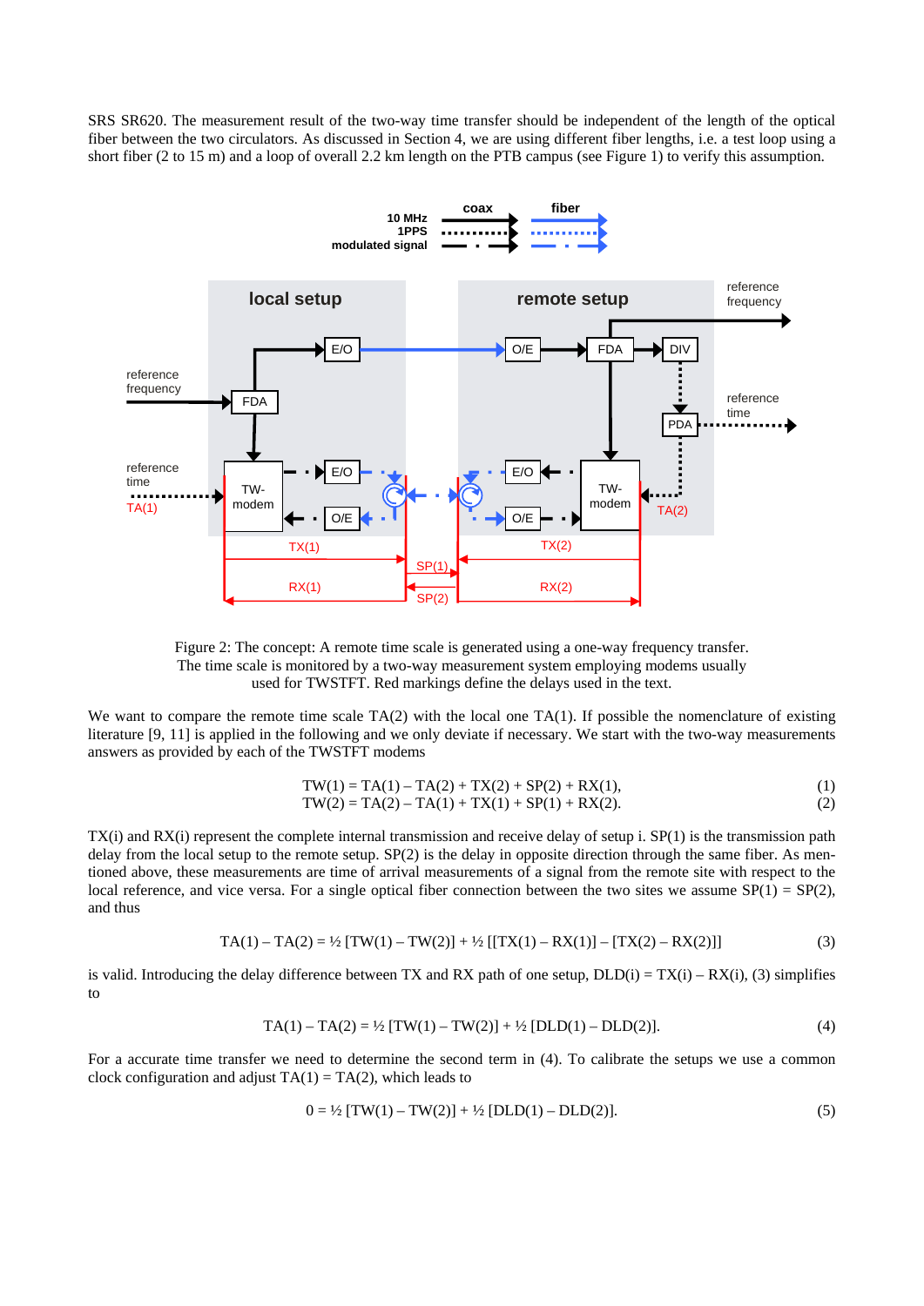SRS SR620. The measurement result of the two-way time transfer should be independent of the length of the optical fiber between the two circulators. As discussed in Section 4, we are using different fiber lengths, i.e. a test loop using a short fiber (2 to 15 m) and a loop of overall 2.2 km length on the PTB campus (see Figure 1) to verify this assumption.

Figure 2: The concept: A remote time scale is generated using a one-way frequency transfer. The time scale is monitored by a two-way measurement system employing modems usually used for TWSTFT. Red markings define the delays used in the text.

We want to compare the remote time scale TA(2) with the local one TA(1). If possible the nomenclature of existing literature [9, 11] is applied in the following and we only deviate if necessary. We start with the two-way measurements answers as provided by each of the TWSTFT modems

$$\mathrm{TW}(1) = \mathrm{TA}(1) - \mathrm{TA}(2) + \mathrm{TX}(2) + \mathrm{SP}(2) + \mathrm{RX}(1), \tag{1}$$

$$\mathrm{TW}(2) = \mathrm{TA}(2) - \mathrm{TA}(1) + \mathrm{TX}(1) + \mathrm{SP}(1) + \mathrm{RX}(2). \tag{2}$$

TX(i) and RX(i) represent the complete internal transmission and receive delay of setup i. SP(1) is the transmission path delay from the local setup to the remote setup. SP(2) is the delay in opposite direction through the same fiber. As mentioned above, these measurements are time of arrival measurements of a signal from the remote site with respect to the local reference, and vice versa. For a single optical fiber connection between the two sites we assume SP(1) = SP(2), and thus

$$\mathrm{TA}(1) - \mathrm{TA}(2) = \tfrac{1}{2}\,[\mathrm{TW}(1) - \mathrm{TW}(2)] + \tfrac{1}{2}\,[[\mathrm{TX}(1) - \mathrm{RX}(1)] - [\mathrm{TX}(2) - \mathrm{RX}(2)]] \tag{3}$$

is valid. Introducing the delay difference between TX and RX path of one setup, DLD(i) = TX(i) – RX(i), (3) simplifies to

$$\mathrm{TA}(1) - \mathrm{TA}(2) = \tfrac{1}{2}\,[\mathrm{TW}(1) - \mathrm{TW}(2)] + \tfrac{1}{2}\,[\mathrm{DLD}(1) - \mathrm{DLD}(2)]. \tag{4}$$

For a accurate time transfer we need to determine the second term in (4). To calibrate the setups we use a common clock configuration and adjust TA(1) = TA(2), which leads to

$$0 = \tfrac{1}{2}\,[\mathrm{TW}(1) - \mathrm{TW}(2)] + \tfrac{1}{2}\,[\mathrm{DLD}(1) - \mathrm{DLD}(2)]. \tag{5}$$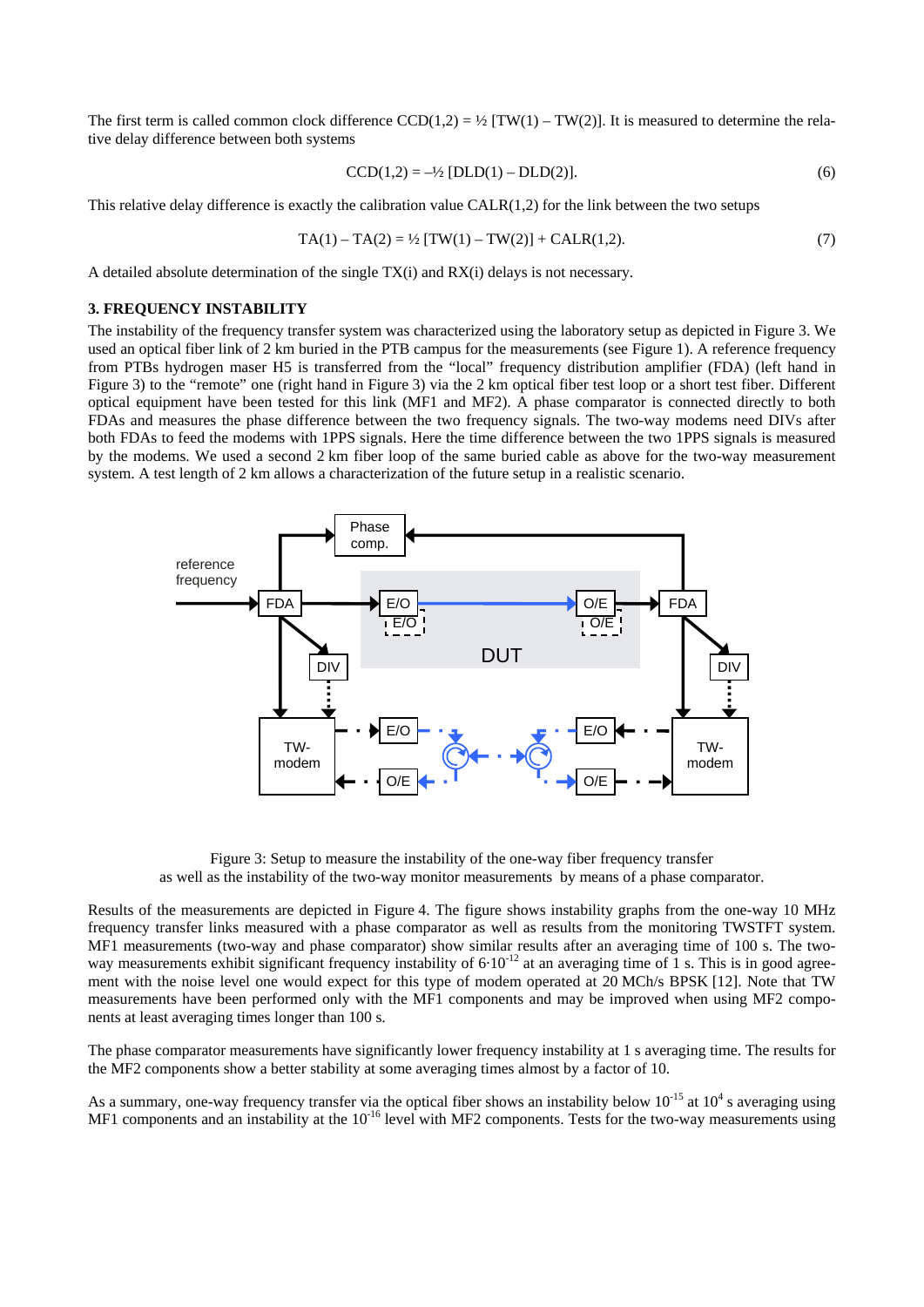The first term is called common clock difference CCD(1,2) = ½ [TW(1) – TW(2)]. It is measured to determine the relative delay difference between both systems

$$\text{CCD}(1,2) = -\tfrac{1}{2}\,[\text{DLD}(1) - \text{DLD}(2)]. \tag{6}$$

This relative delay difference is exactly the calibration value CALR(1,2) for the link between the two setups

$$\text{TA}(1) - \text{TA}(2) = \tfrac{1}{2}\,[\text{TW}(1) - \text{TW}(2)] + \text{CALR}(1,2). \tag{7}$$

A detailed absolute determination of the single TX(i) and RX(i) delays is not necessary.

### 3. FREQUENCY INSTABILITY

The instability of the frequency transfer system was characterized using the laboratory setup as depicted in Figure 3. We used an optical fiber link of 2 km buried in the PTB campus for the measurements (see Figure 1). A reference frequency from PTBs hydrogen maser H5 is transferred from the "local" frequency distribution amplifier (FDA) (left hand in Figure 3) to the "remote" one (right hand in Figure 3) via the 2 km optical fiber test loop or a short test fiber. Different optical equipment have been tested for this link (MF1 and MF2). A phase comparator is connected directly to both FDAs and measures the phase difference between the two frequency signals. The two-way modems need DIVs after both FDAs to feed the modems with 1PPS signals. Here the time difference between the two 1PPS signals is measured by the modems. We used a second 2 km fiber loop of the same buried cable as above for the two-way measurement system. A test length of 2 km allows a characterization of the future setup in a realistic scenario.

Figure 3: Setup to measure the instability of the one-way fiber frequency transfer as well as the instability of the two-way monitor measurements by means of a phase comparator.

Results of the measurements are depicted in Figure 4. The figure shows instability graphs from the one-way 10 MHz frequency transfer links measured with a phase comparator as well as results from the monitoring TWSTFT system. MF1 measurements (two-way and phase comparator) show similar results after an averaging time of 100 s. The two-way measurements exhibit significant frequency instability of $6{\cdot}10^{-12}$ at an averaging time of 1 s. This is in good agreement with the noise level one would expect for this type of modem operated at 20 MCh/s BPSK [12]. Note that TW measurements have been performed only with the MF1 components and may be improved when using MF2 components at least averaging times longer than 100 s.

The phase comparator measurements have significantly lower frequency instability at 1 s averaging time. The results for the MF2 components show a better stability at some averaging times almost by a factor of 10.

As a summary, one-way frequency transfer via the optical fiber shows an instability below $10^{-15}$ at $10^{4}$ s averaging using MF1 components and an instability at the $10^{-16}$ level with MF2 components. Tests for the two-way measurements using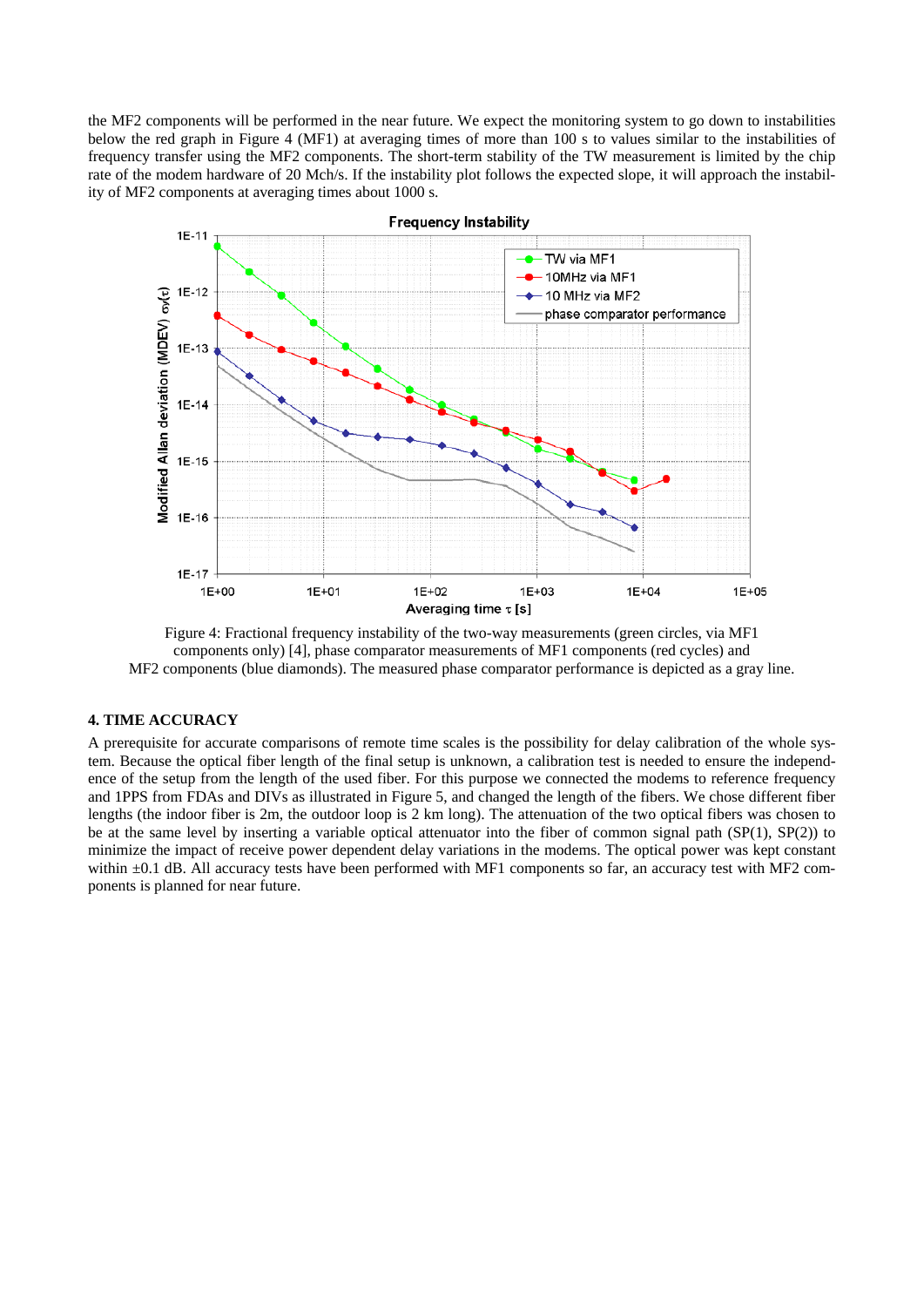the MF2 components will be performed in the near future. We expect the monitoring system to go down to instabilities below the red graph in Figure 4 (MF1) at averaging times of more than 100 s to values similar to the instabilities of frequency transfer using the MF2 components. The short-term stability of the TW measurement is limited by the chip rate of the modem hardware of 20 Mch/s. If the instability plot follows the expected slope, it will approach the instability of MF2 components at averaging times about 1000 s.

Figure 4: Fractional frequency instability of the two-way measurements (green circles, via MF1 components only) [4], phase comparator measurements of MF1 components (red cycles) and MF2 components (blue diamonds). The measured phase comparator performance is depicted as a gray line.

## 4. TIME ACCURACY

A prerequisite for accurate comparisons of remote time scales is the possibility for delay calibration of the whole system. Because the optical fiber length of the final setup is unknown, a calibration test is needed to ensure the independence of the setup from the length of the used fiber. For this purpose we connected the modems to reference frequency and 1PPS from FDAs and DIVs as illustrated in Figure 5, and changed the length of the fibers. We chose different fiber lengths (the indoor fiber is 2m, the outdoor loop is 2 km long). The attenuation of the two optical fibers was chosen to be at the same level by inserting a variable optical attenuator into the fiber of common signal path (SP(1), SP(2)) to minimize the impact of receive power dependent delay variations in the modems. The optical power was kept constant within ±0.1 dB. All accuracy tests have been performed with MF1 components so far, an accuracy test with MF2 components is planned for near future.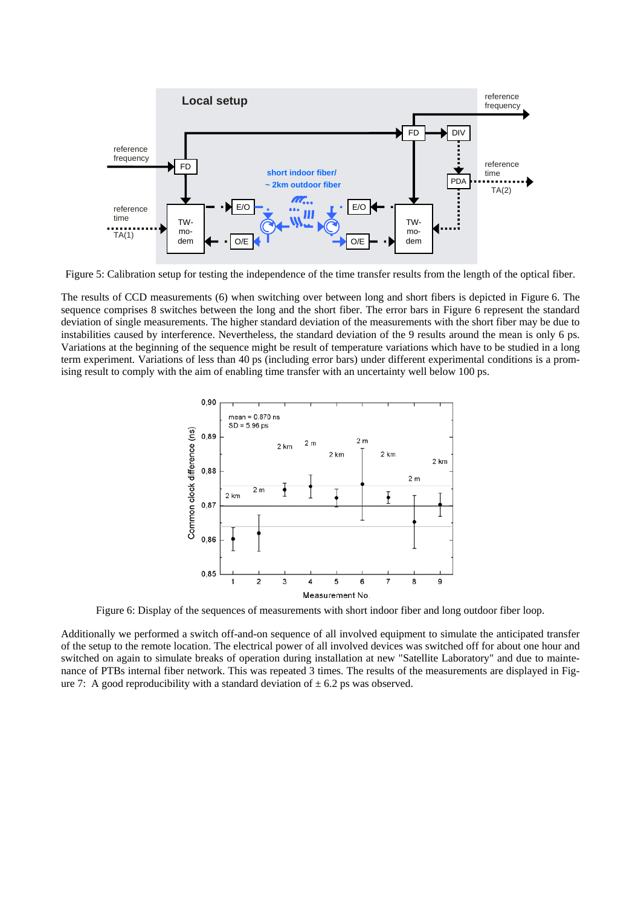Figure 5: Calibration setup for testing the independence of the time transfer results from the length of the optical fiber.

The results of CCD measurements (6) when switching over between long and short fibers is depicted in Figure 6. The sequence comprises 8 switches between the long and the short fiber. The error bars in Figure 6 represent the standard deviation of single measurements. The higher standard deviation of the measurements with the short fiber may be due to instabilities caused by interference. Nevertheless, the standard deviation of the 9 results around the mean is only 6 ps. Variations at the beginning of the sequence might be result of temperature variations which have to be studied in a long term experiment. Variations of less than 40 ps (including error bars) under different experimental conditions is a promising result to comply with the aim of enabling time transfer with an uncertainty well below 100 ps.

Figure 6: Display of the sequences of measurements with short indoor fiber and long outdoor fiber loop.

Additionally we performed a switch off-and-on sequence of all involved equipment to simulate the anticipated transfer of the setup to the remote location. The electrical power of all involved devices was switched off for about one hour and switched on again to simulate breaks of operation during installation at new "Satellite Laboratory" and due to maintenance of PTBs internal fiber network. This was repeated 3 times. The results of the measurements are displayed in Figure 7: A good reproducibility with a standard deviation of ± 6.2 ps was observed.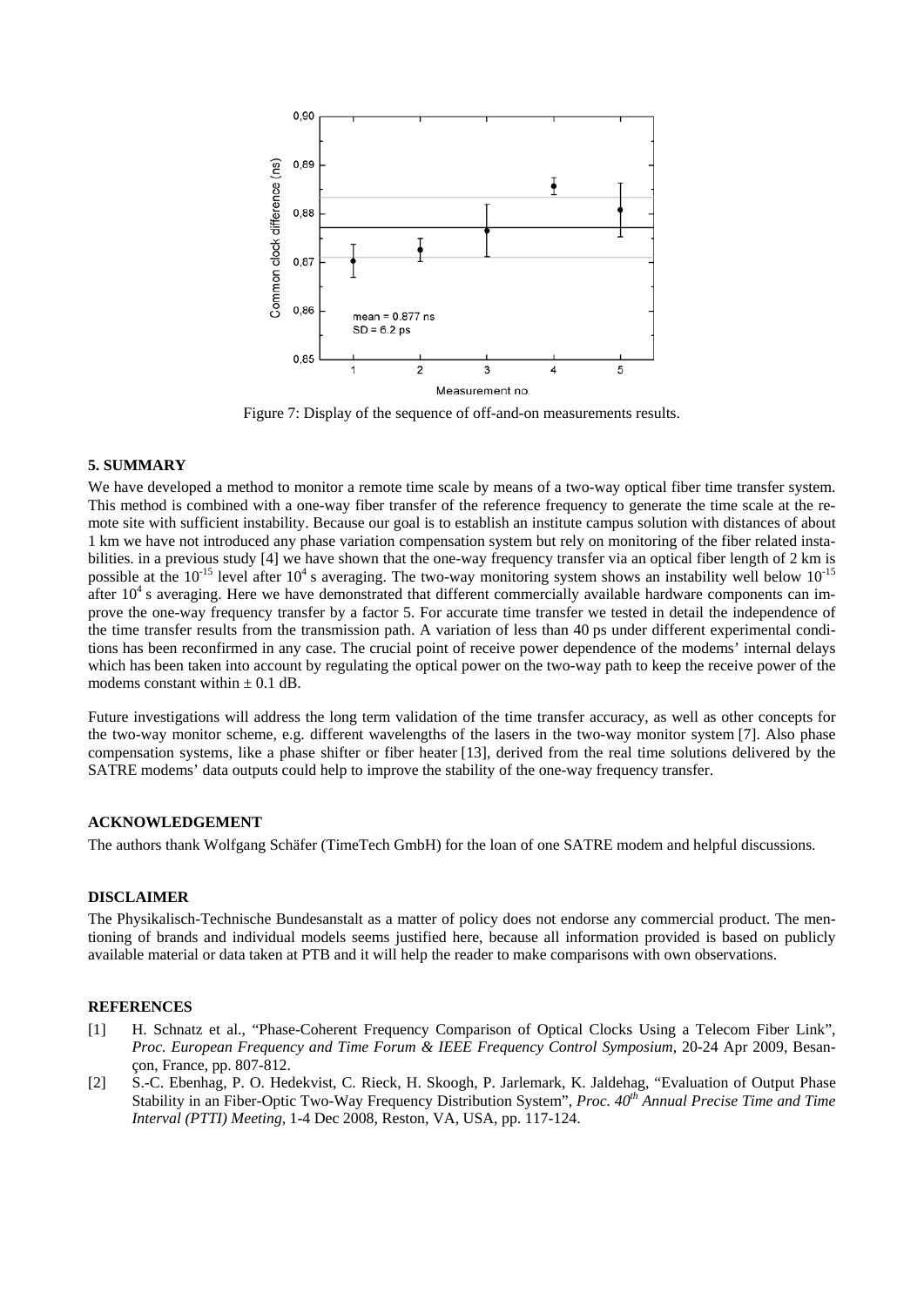Figure 7: Display of the sequence of off-and-on measurements results.

**5. SUMMARY**

We have developed a method to monitor a remote time scale by means of a two-way optical fiber time transfer system. This method is combined with a one-way fiber transfer of the reference frequency to generate the time scale at the remote site with sufficient instability. Because our goal is to establish an institute campus solution with distances of about 1 km we have not introduced any phase variation compensation system but rely on monitoring of the fiber related instabilities. in a previous study [4] we have shown that the one-way frequency transfer via an optical fiber length of 2 km is possible at the $10^{-15}$ level after $10^4$ s averaging. The two-way monitoring system shows an instability well below $10^{-15}$ after $10^4$ s averaging. Here we have demonstrated that different commercially available hardware components can improve the one-way frequency transfer by a factor 5. For accurate time transfer we tested in detail the independence of the time transfer results from the transmission path. A variation of less than 40 ps under different experimental conditions has been reconfirmed in any case. The crucial point of receive power dependence of the modems' internal delays which has been taken into account by regulating the optical power on the two-way path to keep the receive power of the modems constant within $\pm$ 0.1 dB.

Future investigations will address the long term validation of the time transfer accuracy, as well as other concepts for the two-way monitor scheme, e.g. different wavelengths of the lasers in the two-way monitor system [7]. Also phase compensation systems, like a phase shifter or fiber heater [13], derived from the real time solutions delivered by the SATRE modems' data outputs could help to improve the stability of the one-way frequency transfer.

**ACKNOWLEDGEMENT**

The authors thank Wolfgang Schäfer (TimeTech GmbH) for the loan of one SATRE modem and helpful discussions.

**DISCLAIMER**

The Physikalisch-Technische Bundesanstalt as a matter of policy does not endorse any commercial product. The mentioning of brands and individual models seems justified here, because all information provided is based on publicly available material or data taken at PTB and it will help the reader to make comparisons with own observations.

**REFERENCES**

[1] H. Schnatz et al., "Phase-Coherent Frequency Comparison of Optical Clocks Using a Telecom Fiber Link", *Proc. European Frequency and Time Forum & IEEE Frequency Control Symposium*, 20-24 Apr 2009, Besançon, France, pp. 807-812.

[2] S.-C. Ebenhag, P. O. Hedekvist, C. Rieck, H. Skoogh, P. Jarlemark, K. Jaldehag, "Evaluation of Output Phase Stability in an Fiber-Optic Two-Way Frequency Distribution System", *Proc. 40th Annual Precise Time and Time Interval (PTTI) Meeting*, 1-4 Dec 2008, Reston, VA, USA, pp. 117-124.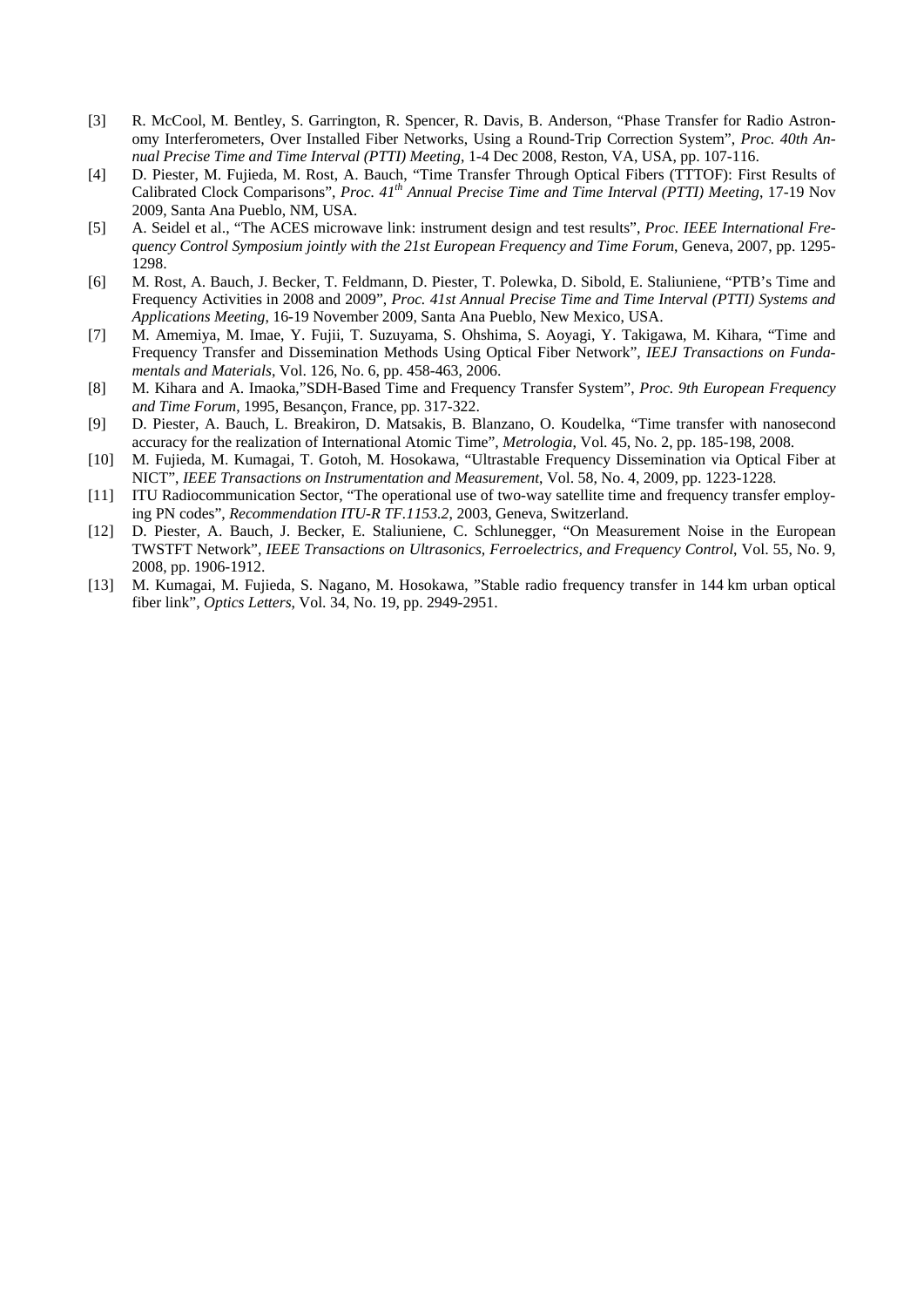[3] R. McCool, M. Bentley, S. Garrington, R. Spencer, R. Davis, B. Anderson, "Phase Transfer for Radio Astronomy Interferometers, Over Installed Fiber Networks, Using a Round-Trip Correction System", *Proc. 40th Annual Precise Time and Time Interval (PTTI) Meeting*, 1-4 Dec 2008, Reston, VA, USA, pp. 107-116.

[4] D. Piester, M. Fujieda, M. Rost, A. Bauch, "Time Transfer Through Optical Fibers (TTTOF): First Results of Calibrated Clock Comparisons", *Proc. 41[th] Annual Precise Time and Time Interval (PTTI) Meeting*, 17-19 Nov 2009, Santa Ana Pueblo, NM, USA.

[5] A. Seidel et al., "The ACES microwave link: instrument design and test results", *Proc. IEEE International Frequency Control Symposium jointly with the 21st European Frequency and Time Forum*, Geneva, 2007, pp. 1295-1298.

[6] M. Rost, A. Bauch, J. Becker, T. Feldmann, D. Piester, T. Polewka, D. Sibold, E. Staliuniene, "PTB's Time and Frequency Activities in 2008 and 2009", *Proc. 41st Annual Precise Time and Time Interval (PTTI) Systems and Applications Meeting*, 16-19 November 2009, Santa Ana Pueblo, New Mexico, USA.

[7] M. Amemiya, M. Imae, Y. Fujii, T. Suzuyama, S. Ohshima, S. Aoyagi, Y. Takigawa, M. Kihara, "Time and Frequency Transfer and Dissemination Methods Using Optical Fiber Network", *IEEJ Transactions on Fundamentals and Materials*, Vol. 126, No. 6, pp. 458-463, 2006.

[8] M. Kihara and A. Imaoka,"SDH-Based Time and Frequency Transfer System", *Proc. 9th European Frequency and Time Forum*, 1995, Besançon, France, pp. 317-322.

[9] D. Piester, A. Bauch, L. Breakiron, D. Matsakis, B. Blanzano, O. Koudelka, "Time transfer with nanosecond accuracy for the realization of International Atomic Time", *Metrologia*, Vol. 45, No. 2, pp. 185-198, 2008.

[10] M. Fujieda, M. Kumagai, T. Gotoh, M. Hosokawa, "Ultrastable Frequency Dissemination via Optical Fiber at NICT", *IEEE Transactions on Instrumentation and Measurement*, Vol. 58, No. 4, 2009, pp. 1223-1228.

[11] ITU Radiocommunication Sector, "The operational use of two-way satellite time and frequency transfer employing PN codes", *Recommendation ITU-R TF.1153.2*, 2003, Geneva, Switzerland.

[12] D. Piester, A. Bauch, J. Becker, E. Staliuniene, C. Schlunegger, "On Measurement Noise in the European TWSTFT Network", *IEEE Transactions on Ultrasonics, Ferroelectrics, and Frequency Control*, Vol. 55, No. 9, 2008, pp. 1906-1912.

[13] M. Kumagai, M. Fujieda, S. Nagano, M. Hosokawa, "Stable radio frequency transfer in 144 km urban optical fiber link", *Optics Letters*, Vol. 34, No. 19, pp. 2949-2951.